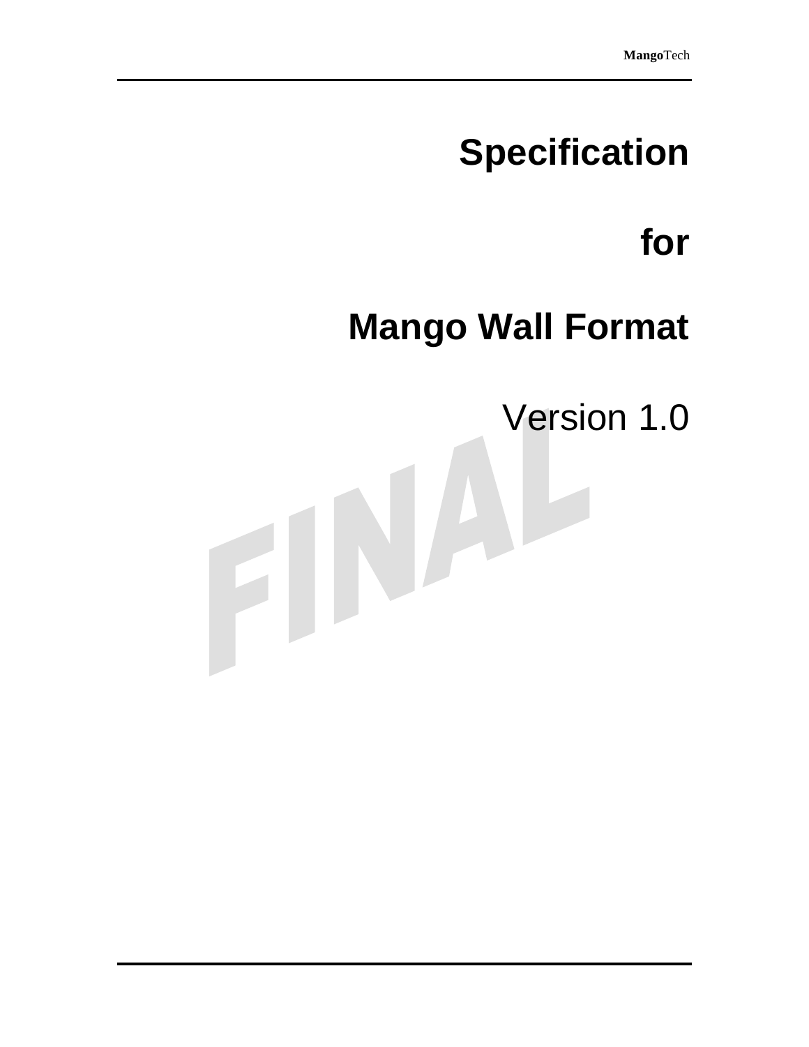# Specification

# for

# Mango Wall Format

Version 1.0

FINAL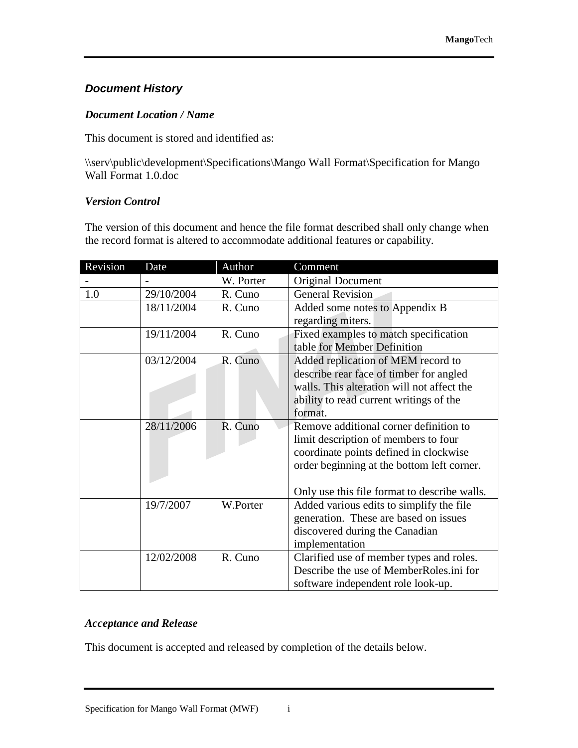### *Document History*

#### *Document Location / Name*

This document is stored and identified as:

\\serv\public\development\Specifications\Mango Wall Format\Specification for Mango Wall Format 1.0.doc

#### *Version Control*

The version of this document and hence the file format described shall only change when the record format is altered to accommodate additional features or capability.

| Revision | Date | Author | Comment |
|---|---|---|---|
| - | - | W. Porter | Original Document |
| 1.0 | 29/10/2004 | R. Cuno | General Revision |
| | 18/11/2004 | R. Cuno | Added some notes to Appendix B regarding miters. |
| | 19/11/2004 | R. Cuno | Fixed examples to match specification table for Member Definition |
| | 03/12/2004 | R. Cuno | Added replication of MEM record to describe rear face of timber for angled walls. This alteration will not affect the ability to read current writings of the format. |
| | 28/11/2006 | R. Cuno | Remove additional corner definition to limit description of members to four coordinate points defined in clockwise order beginning at the bottom left corner.<br><br>Only use this file format to describe walls. |
| | 19/7/2007 | W.Porter | Added various edits to simplify the file generation. These are based on issues discovered during the Canadian implementation |
| | 12/02/2008 | R. Cuno | Clarified use of member types and roles. Describe the use of MemberRoles.ini for software independent role look-up. |

#### *Acceptance and Release*

This document is accepted and released by completion of the details below.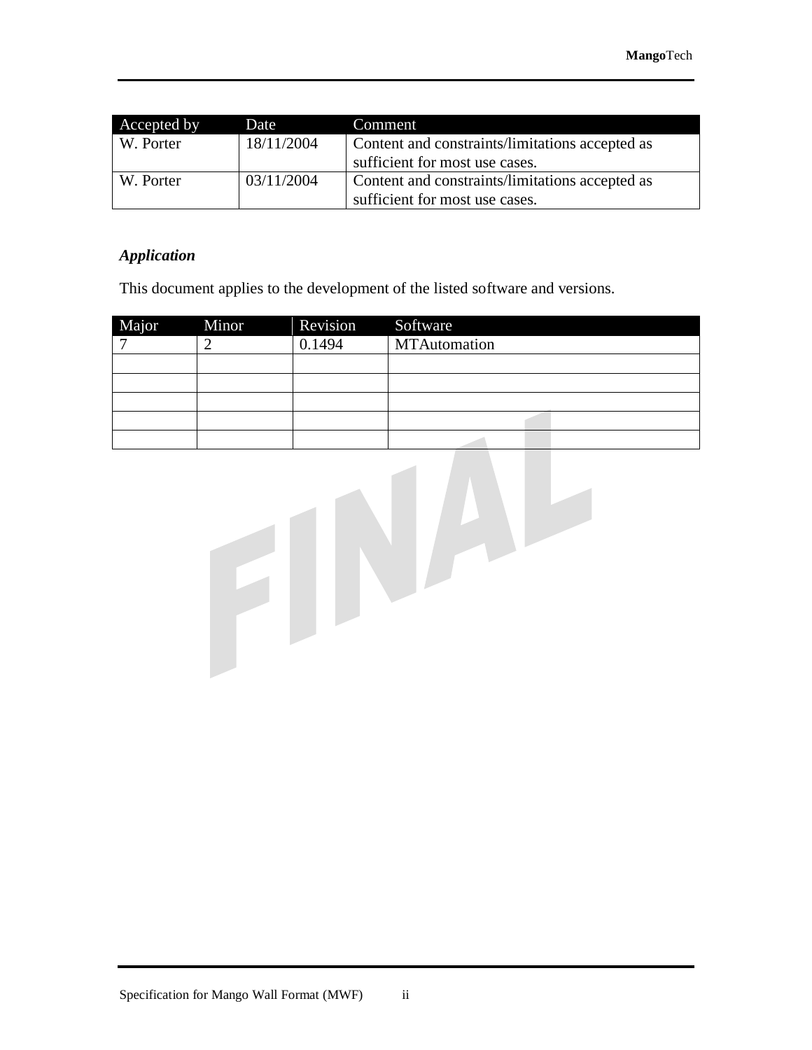| Accepted by | Date | Comment |
|---|---|---|
| W. Porter | 18/11/2004 | Content and constraints/limitations accepted as sufficient for most use cases. |
| W. Porter | 03/11/2004 | Content and constraints/limitations accepted as sufficient for most use cases. |

***Application***

This document applies to the development of the listed software and versions.

| Major | Minor | Revision | Software |
|---|---|---|---|
| 7 | 2 | 0.1494 | MTAutomation |
| | | | |
| | | | |
| | | | |
| | | | |
| | | | |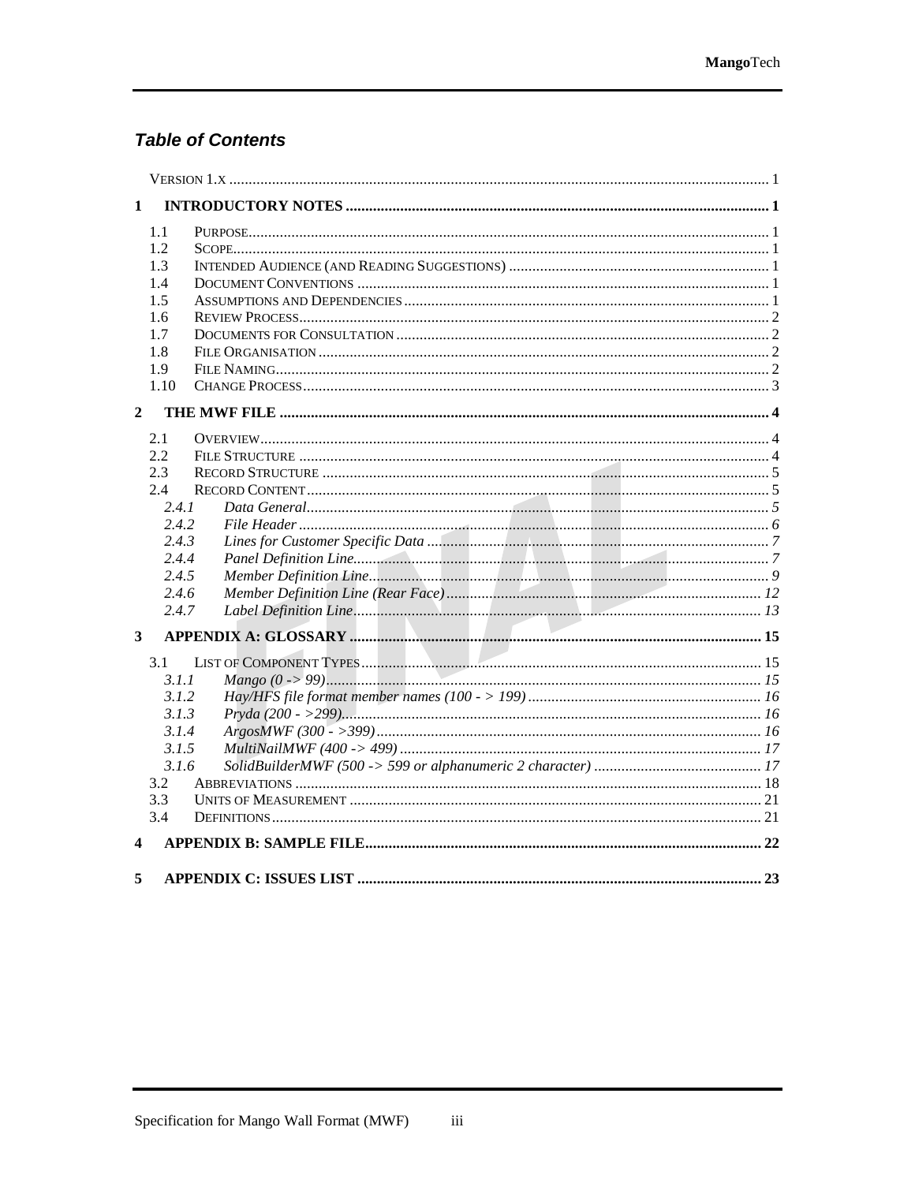## Table of Contents

VERSION 1.X ........................................................................................................................................ 1

**1 INTRODUCTORY NOTES** ........................................................................................................... 1

- 1.1 PURPOSE ........................................................................................................................................ 1
- 1.2 SCOPE ............................................................................................................................................ 1
- 1.3 INTENDED AUDIENCE (AND READING SUGGESTIONS) ................................................................. 1
- 1.4 DOCUMENT CONVENTIONS ........................................................................................................ 1
- 1.5 ASSUMPTIONS AND DEPENDENCIES ............................................................................................ 1
- 1.6 REVIEW PROCESS ........................................................................................................................ 2
- 1.7 DOCUMENTS FOR CONSULTATION .............................................................................................. 2
- 1.8 FILE ORGANISATION .................................................................................................................. 2
- 1.9 FILE NAMING ............................................................................................................................... 2
- 1.10 CHANGE PROCESS ..................................................................................................................... 3

**2 THE MWF FILE** ............................................................................................................................ 4

- 2.1 OVERVIEW .................................................................................................................................... 4
- 2.2 FILE STRUCTURE ......................................................................................................................... 4
- 2.3 RECORD STRUCTURE .................................................................................................................. 5
- 2.4 RECORD CONTENT ....................................................................................................................... 5
  - *2.4.1 Data General* ......................................................................................................................... *5*
  - *2.4.2 File Header* ........................................................................................................................... *6*
  - *2.4.3 Lines for Customer Specific Data* ....................................................................................... *7*
  - *2.4.4 Panel Definition Line* ........................................................................................................... *7*
  - *2.4.5 Member Definition Line* ....................................................................................................... *9*
  - *2.4.6 Member Definition Line (Rear Face)* ................................................................................. *12*
  - *2.4.7 Label Definition Line* ......................................................................................................... *13*

**3 APPENDIX A: GLOSSARY** ........................................................................................................ 15

- 3.1 LIST OF COMPONENT TYPES ..................................................................................................... 15
  - *3.1.1 Mango (0 -> 99)* .................................................................................................................. *15*
  - *3.1.2 Hay/HFS file format member names (100 - > 199)* ............................................................ *16*
  - *3.1.3 Pryda (200 - >299)* .............................................................................................................. *16*
  - *3.1.4 ArgosMWF (300 - >399)* ..................................................................................................... *16*
  - *3.1.5 MultiNailMWF (400 -> 499)* ............................................................................................... *17*
  - *3.1.6 SolidBuilderMWF (500 -> 599 or alphanumeric 2 character)* ........................................... *17*
- 3.2 ABBREVIATIONS ......................................................................................................................... 18
- 3.3 UNITS OF MEASUREMENT .......................................................................................................... 21
- 3.4 DEFINITIONS ............................................................................................................................... 21

**4 APPENDIX B: SAMPLE FILE** ...................................................................................................... 22

**5 APPENDIX C: ISSUES LIST** ........................................................................................................ 23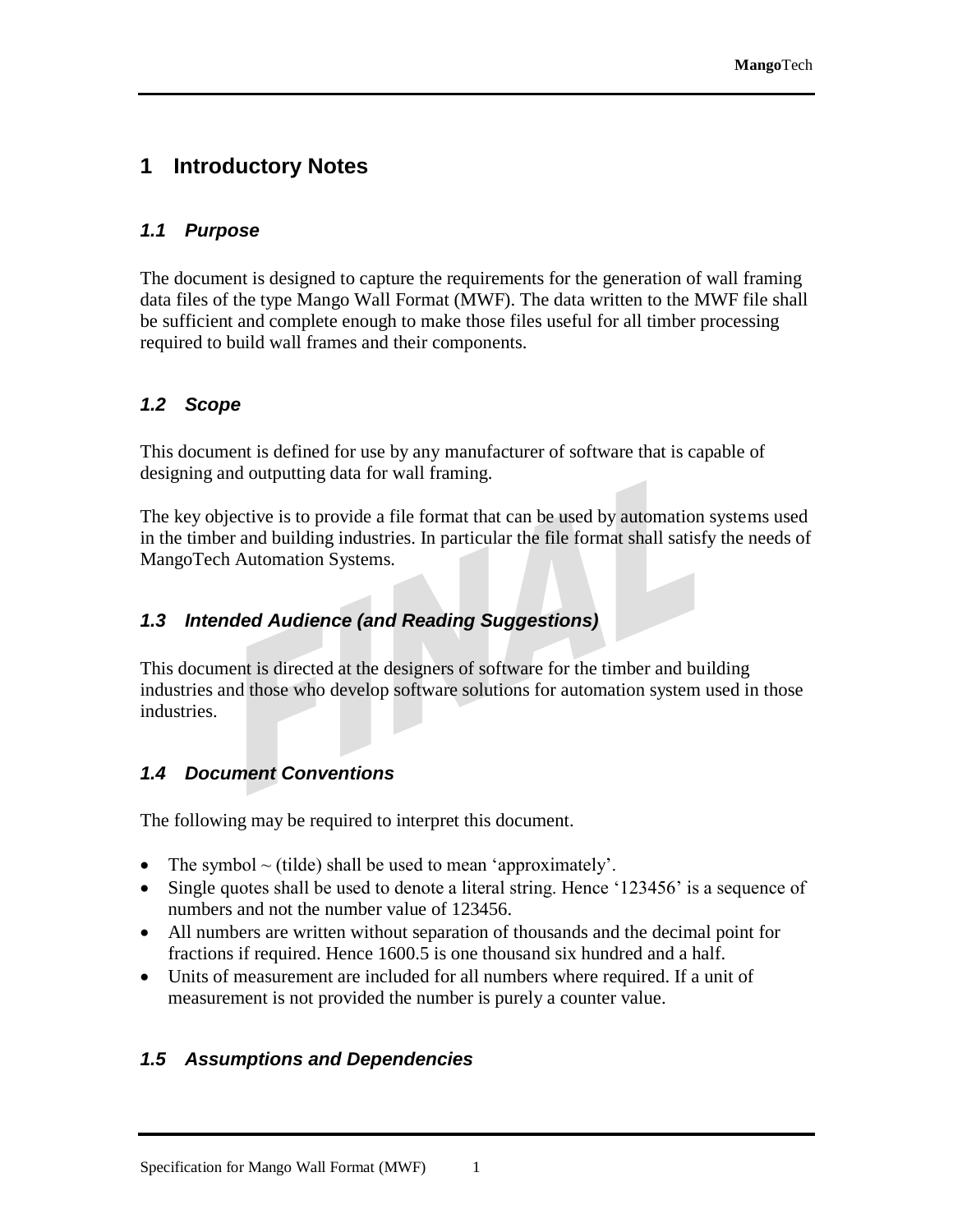# 1 Introductory Notes

### *1.1 Purpose*

The document is designed to capture the requirements for the generation of wall framing data files of the type Mango Wall Format (MWF). The data written to the MWF file shall be sufficient and complete enough to make those files useful for all timber processing required to build wall frames and their components.

### *1.2 Scope*

This document is defined for use by any manufacturer of software that is capable of designing and outputting data for wall framing.

The key objective is to provide a file format that can be used by automation systems used in the timber and building industries. In particular the file format shall satisfy the needs of MangoTech Automation Systems.

### *1.3 Intended Audience (and Reading Suggestions)*

This document is directed at the designers of software for the timber and building industries and those who develop software solutions for automation system used in those industries.

### *1.4 Document Conventions*

The following may be required to interpret this document.

- The symbol ~ (tilde) shall be used to mean 'approximately'.
- Single quotes shall be used to denote a literal string. Hence '123456' is a sequence of numbers and not the number value of 123456.
- All numbers are written without separation of thousands and the decimal point for fractions if required. Hence 1600.5 is one thousand six hundred and a half.
- Units of measurement are included for all numbers where required. If a unit of measurement is not provided the number is purely a counter value.

### *1.5 Assumptions and Dependencies*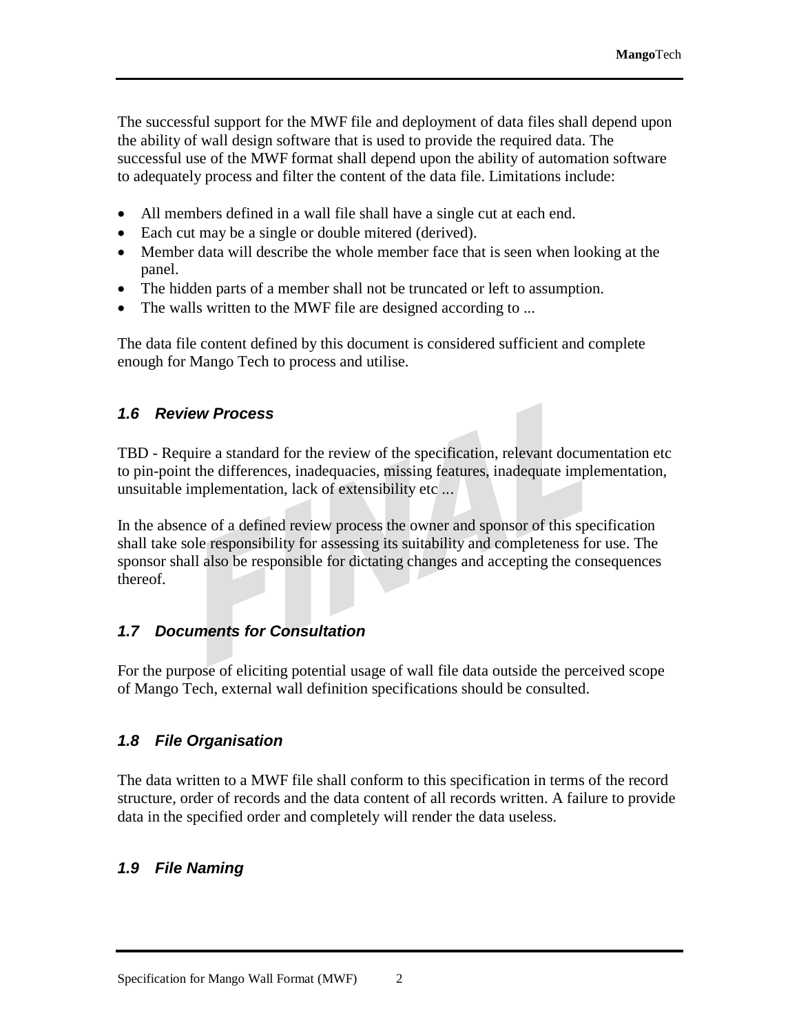The successful support for the MWF file and deployment of data files shall depend upon the ability of wall design software that is used to provide the required data. The successful use of the MWF format shall depend upon the ability of automation software to adequately process and filter the content of the data file. Limitations include:

- All members defined in a wall file shall have a single cut at each end.
- Each cut may be a single or double mitered (derived).
- Member data will describe the whole member face that is seen when looking at the panel.
- The hidden parts of a member shall not be truncated or left to assumption.
- The walls written to the MWF file are designed according to ...

The data file content defined by this document is considered sufficient and complete enough for Mango Tech to process and utilise.

### *1.6 Review Process*

TBD - Require a standard for the review of the specification, relevant documentation etc to pin-point the differences, inadequacies, missing features, inadequate implementation, unsuitable implementation, lack of extensibility etc ...

In the absence of a defined review process the owner and sponsor of this specification shall take sole responsibility for assessing its suitability and completeness for use. The sponsor shall also be responsible for dictating changes and accepting the consequences thereof.

### *1.7 Documents for Consultation*

For the purpose of eliciting potential usage of wall file data outside the perceived scope of Mango Tech, external wall definition specifications should be consulted.

### *1.8 File Organisation*

The data written to a MWF file shall conform to this specification in terms of the record structure, order of records and the data content of all records written. A failure to provide data in the specified order and completely will render the data useless.

### *1.9 File Naming*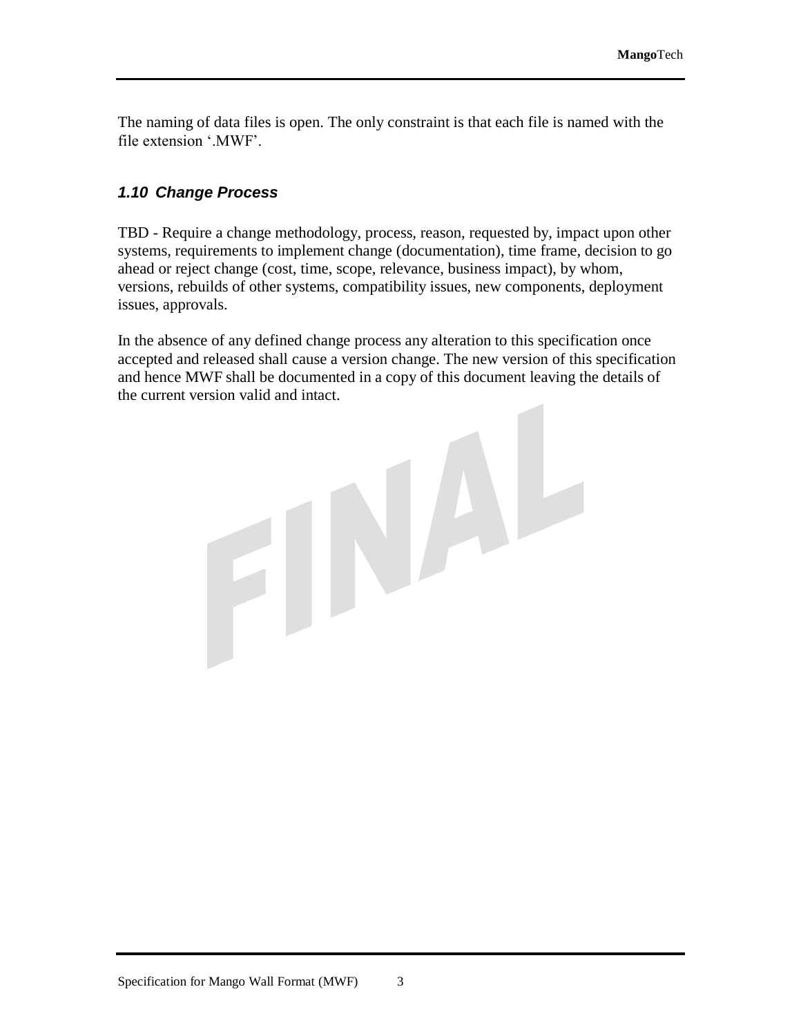The naming of data files is open. The only constraint is that each file is named with the file extension '.MWF'.

### *1.10 Change Process*

TBD - Require a change methodology, process, reason, requested by, impact upon other systems, requirements to implement change (documentation), time frame, decision to go ahead or reject change (cost, time, scope, relevance, business impact), by whom, versions, rebuilds of other systems, compatibility issues, new components, deployment issues, approvals.

In the absence of any defined change process any alteration to this specification once accepted and released shall cause a version change. The new version of this specification and hence MWF shall be documented in a copy of this document leaving the details of the current version valid and intact.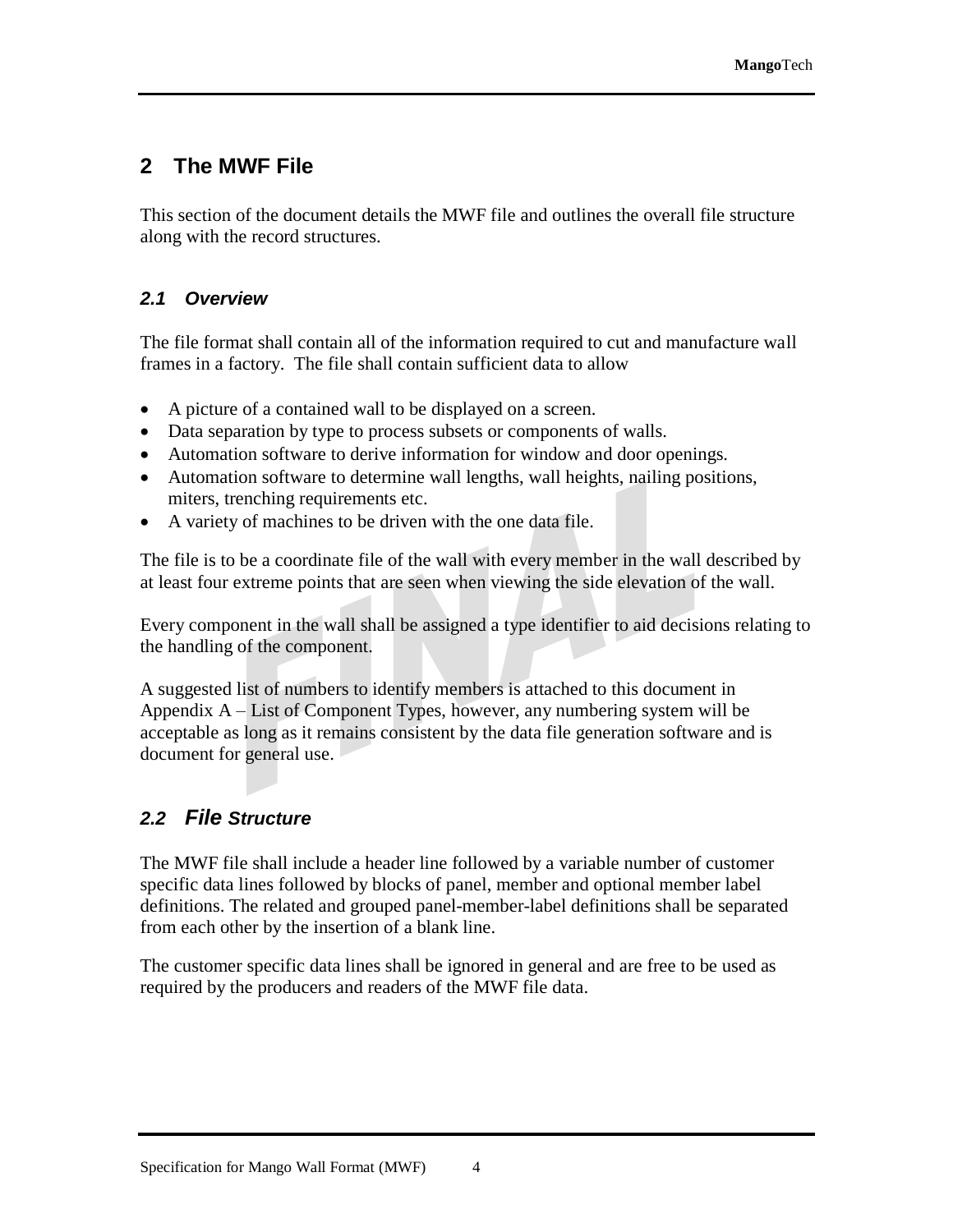# 2 The MWF File

This section of the document details the MWF file and outlines the overall file structure along with the record structures.

## 2.1 Overview

The file format shall contain all of the information required to cut and manufacture wall frames in a factory. The file shall contain sufficient data to allow

- A picture of a contained wall to be displayed on a screen.
- Data separation by type to process subsets or components of walls.
- Automation software to derive information for window and door openings.
- Automation software to determine wall lengths, wall heights, nailing positions, miters, trenching requirements etc.
- A variety of machines to be driven with the one data file.

The file is to be a coordinate file of the wall with every member in the wall described by at least four extreme points that are seen when viewing the side elevation of the wall.

Every component in the wall shall be assigned a type identifier to aid decisions relating to the handling of the component.

A suggested list of numbers to identify members is attached to this document in Appendix A – List of Component Types, however, any numbering system will be acceptable as long as it remains consistent by the data file generation software and is document for general use.

## 2.2 File Structure

The MWF file shall include a header line followed by a variable number of customer specific data lines followed by blocks of panel, member and optional member label definitions. The related and grouped panel-member-label definitions shall be separated from each other by the insertion of a blank line.

The customer specific data lines shall be ignored in general and are free to be used as required by the producers and readers of the MWF file data.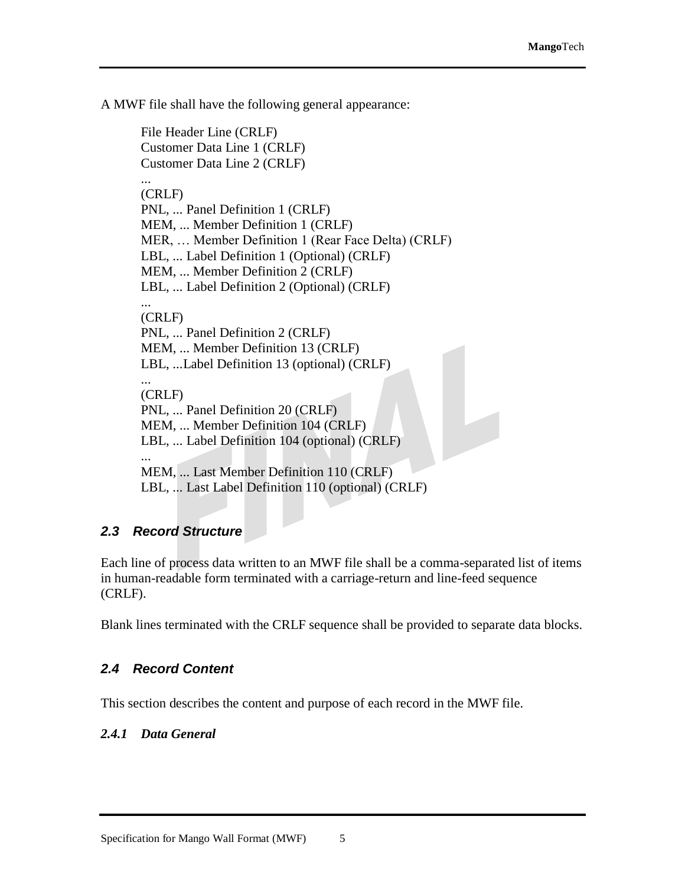A MWF file shall have the following general appearance:

```
File Header Line (CRLF)
Customer Data Line 1 (CRLF)
Customer Data Line 2 (CRLF)
...
(CRLF)
PNL, ... Panel Definition 1 (CRLF)
MEM, ... Member Definition 1 (CRLF)
MER, … Member Definition 1 (Rear Face Delta) (CRLF)
LBL, ... Label Definition 1 (Optional) (CRLF)
MEM, ... Member Definition 2 (CRLF)
LBL, ... Label Definition 2 (Optional) (CRLF)
...
(CRLF)
PNL, ... Panel Definition 2 (CRLF)
MEM, ... Member Definition 13 (CRLF)
LBL, ...Label Definition 13 (optional) (CRLF)
...
(CRLF)
PNL, ... Panel Definition 20 (CRLF)
MEM, ... Member Definition 104 (CRLF)
LBL, ... Label Definition 104 (optional) (CRLF)
...
MEM, ... Last Member Definition 110 (CRLF)
LBL, ... Last Label Definition 110 (optional) (CRLF)
```

## 2.3 Record Structure

Each line of process data written to an MWF file shall be a comma-separated list of items in human-readable form terminated with a carriage-return and line-feed sequence (CRLF).

Blank lines terminated with the CRLF sequence shall be provided to separate data blocks.

## 2.4 Record Content

This section describes the content and purpose of each record in the MWF file.

### 2.4.1 Data General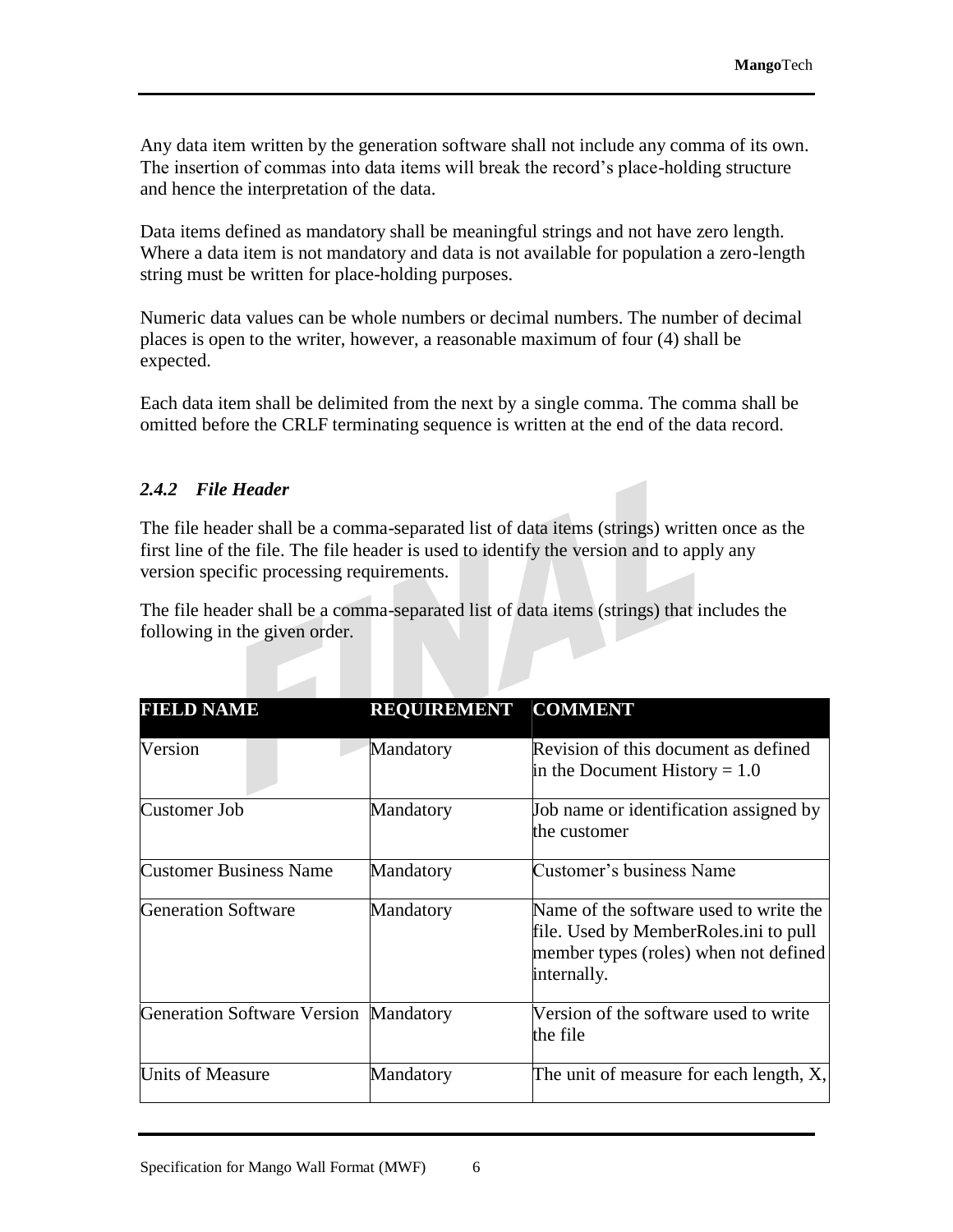Any data item written by the generation software shall not include any comma of its own. The insertion of commas into data items will break the record's place-holding structure and hence the interpretation of the data.

Data items defined as mandatory shall be meaningful strings and not have zero length. Where a data item is not mandatory and data is not available for population a zero-length string must be written for place-holding purposes.

Numeric data values can be whole numbers or decimal numbers. The number of decimal places is open to the writer, however, a reasonable maximum of four (4) shall be expected.

Each data item shall be delimited from the next by a single comma. The comma shall be omitted before the CRLF terminating sequence is written at the end of the data record.

### *2.4.2 File Header*

The file header shall be a comma-separated list of data items (strings) written once as the first line of the file. The file header is used to identify the version and to apply any version specific processing requirements.

The file header shall be a comma-separated list of data items (strings) that includes the following in the given order.

| FIELD NAME | REQUIREMENT | COMMENT |
| --- | --- | --- |
| Version | Mandatory | Revision of this document as defined in the Document History = 1.0 |
| Customer Job | Mandatory | Job name or identification assigned by the customer |
| Customer Business Name | Mandatory | Customer's business Name |
| Generation Software | Mandatory | Name of the software used to write the file. Used by MemberRoles.ini to pull member types (roles) when not defined internally. |
| Generation Software Version | Mandatory | Version of the software used to write the file |
| Units of Measure | Mandatory | The unit of measure for each length, X, |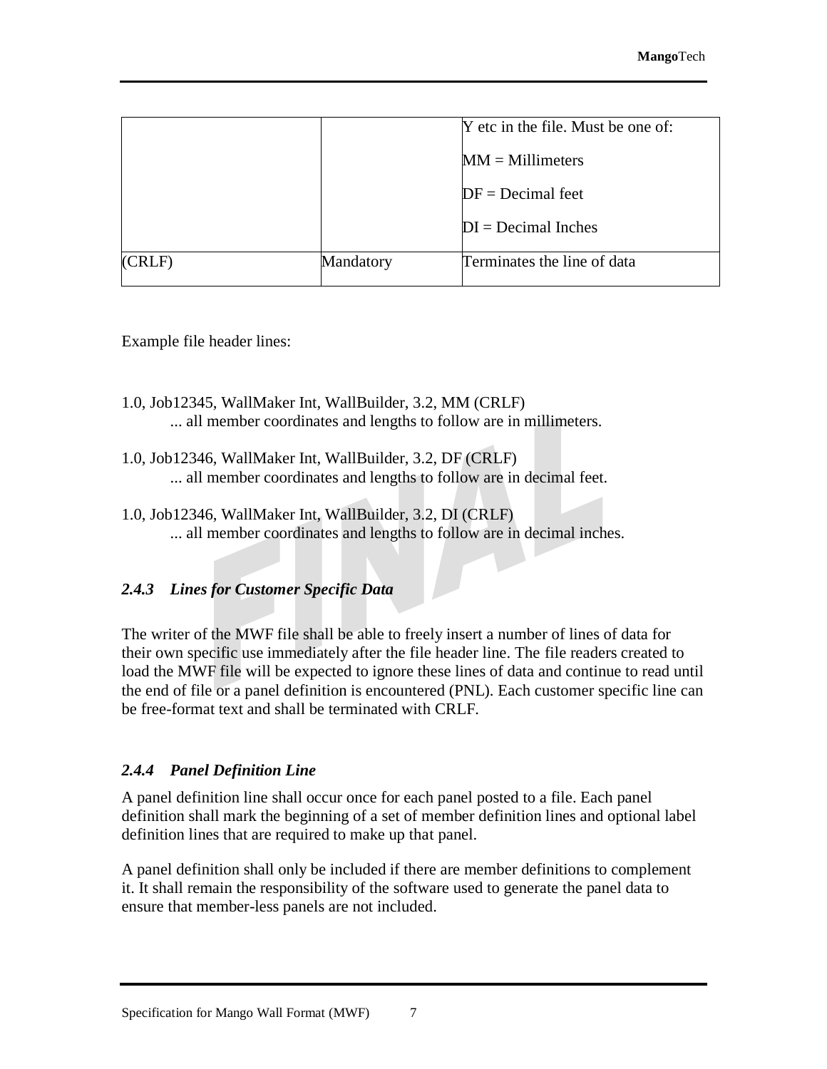|  |  | Y etc in the file. Must be one of:<br><br>MM = Millimeters<br><br>DF = Decimal feet<br><br>DI = Decimal Inches |
|---|---|---|
| (CRLF) | Mandatory | Terminates the line of data |

Example file header lines:

1.0, Job12345, WallMaker Int, WallBuilder, 3.2, MM (CRLF)
    ... all member coordinates and lengths to follow are in millimeters.

1.0, Job12346, WallMaker Int, WallBuilder, 3.2, DF (CRLF)
    ... all member coordinates and lengths to follow are in decimal feet.

1.0, Job12346, WallMaker Int, WallBuilder, 3.2, DI (CRLF)
    ... all member coordinates and lengths to follow are in decimal inches.

### *2.4.3 Lines for Customer Specific Data*

The writer of the MWF file shall be able to freely insert a number of lines of data for their own specific use immediately after the file header line. The file readers created to load the MWF file will be expected to ignore these lines of data and continue to read until the end of file or a panel definition is encountered (PNL). Each customer specific line can be free-format text and shall be terminated with CRLF.

### *2.4.4 Panel Definition Line*

A panel definition line shall occur once for each panel posted to a file. Each panel definition shall mark the beginning of a set of member definition lines and optional label definition lines that are required to make up that panel.

A panel definition shall only be included if there are member definitions to complement it. It shall remain the responsibility of the software used to generate the panel data to ensure that member-less panels are not included.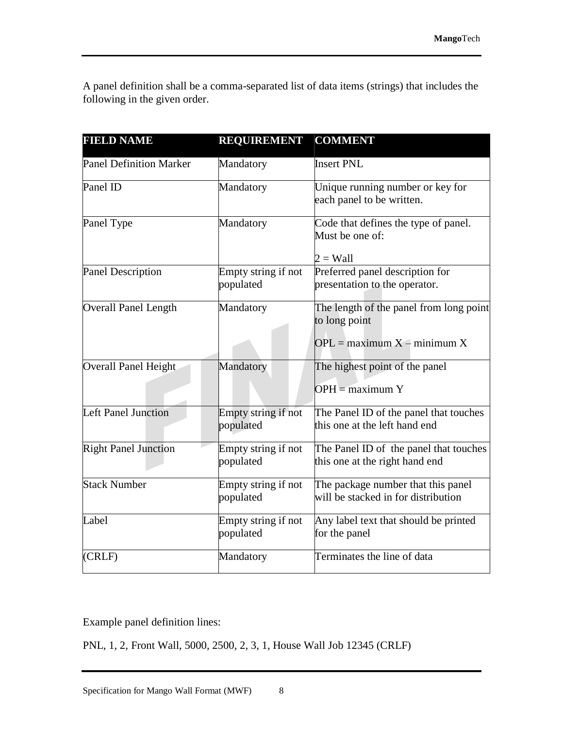A panel definition shall be a comma-separated list of data items (strings) that includes the following in the given order.

| FIELD NAME | REQUIREMENT | COMMENT |
|---|---|---|
| Panel Definition Marker | Mandatory | Insert PNL |
| Panel ID | Mandatory | Unique running number or key for each panel to be written. |
| Panel Type | Mandatory | Code that defines the type of panel. Must be one of:<br><br>2 = Wall |
| Panel Description | Empty string if not populated | Preferred panel description for presentation to the operator. |
| Overall Panel Length | Mandatory | The length of the panel from long point to long point<br><br>OPL = maximum X – minimum X |
| Overall Panel Height | Mandatory | The highest point of the panel<br><br>OPH = maximum Y |
| Left Panel Junction | Empty string if not populated | The Panel ID of the panel that touches this one at the left hand end |
| Right Panel Junction | Empty string if not populated | The Panel ID of the panel that touches this one at the right hand end |
| Stack Number | Empty string if not populated | The package number that this panel will be stacked in for distribution |
| Label | Empty string if not populated | Any label text that should be printed for the panel |
| (CRLF) | Mandatory | Terminates the line of data |

Example panel definition lines:

PNL, 1, 2, Front Wall, 5000, 2500, 2, 3, 1, House Wall Job 12345 (CRLF)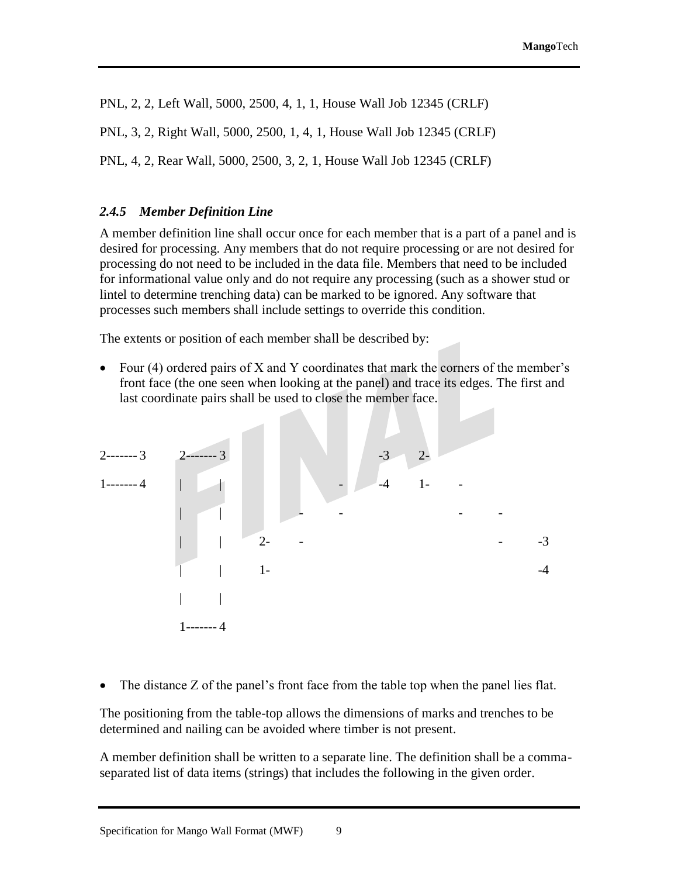PNL, 2, 2, Left Wall, 5000, 2500, 4, 1, 1, House Wall Job 12345 (CRLF)

PNL, 3, 2, Right Wall, 5000, 2500, 1, 4, 1, House Wall Job 12345 (CRLF)

PNL, 4, 2, Rear Wall, 5000, 2500, 3, 2, 1, House Wall Job 12345 (CRLF)

### *2.4.5 Member Definition Line*

A member definition line shall occur once for each member that is a part of a panel and is desired for processing. Any members that do not require processing or are not desired for processing do not need to be included in the data file. Members that need to be included for informational value only and do not require any processing (such as a shower stud or lintel to determine trenching data) can be marked to be ignored. Any software that processes such members shall include settings to override this condition.

The extents or position of each member shall be described by:

- Four (4) ordered pairs of X and Y coordinates that mark the corners of the member's front face (the one seen when looking at the panel) and trace its edges. The first and last coordinate pairs shall be used to close the member face.

```
2------- 3      2------- 3                            -3    2-
1------- 4      |        |                   -        -4    1-     -
                |        |           -       -                     -      -
                |        |    2-     -                                    -      -3
                |        |    1-                                                 -4
                |        |
                1------- 4
```

- The distance Z of the panel's front face from the table top when the panel lies flat.

The positioning from the table-top allows the dimensions of marks and trenches to be determined and nailing can be avoided where timber is not present.

A member definition shall be written to a separate line. The definition shall be a comma-separated list of data items (strings) that includes the following in the given order.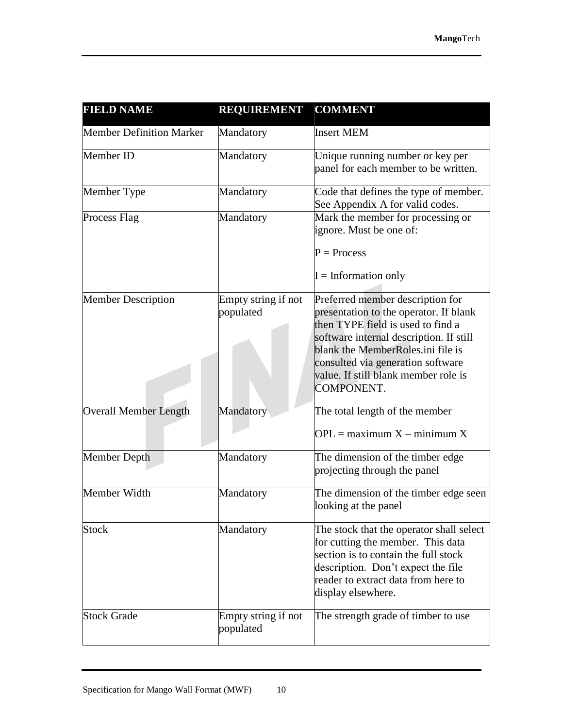| FIELD NAME | REQUIREMENT | COMMENT |
| --- | --- | --- |
| Member Definition Marker | Mandatory | Insert MEM |
| Member ID | Mandatory | Unique running number or key per panel for each member to be written. |
| Member Type | Mandatory | Code that defines the type of member. See Appendix A for valid codes. |
| Process Flag | Mandatory | Mark the member for processing or ignore. Must be one of:<br><br>P = Process<br><br>I = Information only |
| Member Description | Empty string if not populated | Preferred member description for presentation to the operator. If blank then TYPE field is used to find a software internal description. If still blank the MemberRoles.ini file is consulted via generation software value. If still blank member role is COMPONENT. |
| Overall Member Length | Mandatory | The total length of the member<br><br>OPL = maximum X – minimum X |
| Member Depth | Mandatory | The dimension of the timber edge projecting through the panel |
| Member Width | Mandatory | The dimension of the timber edge seen looking at the panel |
| Stock | Mandatory | The stock that the operator shall select for cutting the member. This data section is to contain the full stock description. Don't expect the file reader to extract data from here to display elsewhere. |
| Stock Grade | Empty string if not populated | The strength grade of timber to use |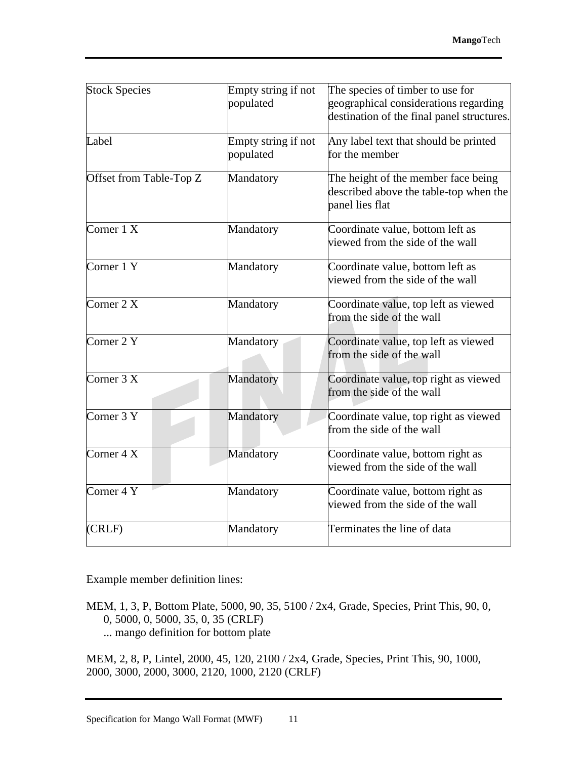| Stock Species | Empty string if not populated | The species of timber to use for geographical considerations regarding destination of the final panel structures. |
|---|---|---|
| Label | Empty string if not populated | Any label text that should be printed for the member |
| Offset from Table-Top Z | Mandatory | The height of the member face being described above the table-top when the panel lies flat |
| Corner 1 X | Mandatory | Coordinate value, bottom left as viewed from the side of the wall |
| Corner 1 Y | Mandatory | Coordinate value, bottom left as viewed from the side of the wall |
| Corner 2 X | Mandatory | Coordinate value, top left as viewed from the side of the wall |
| Corner 2 Y | Mandatory | Coordinate value, top left as viewed from the side of the wall |
| Corner 3 X | Mandatory | Coordinate value, top right as viewed from the side of the wall |
| Corner 3 Y | Mandatory | Coordinate value, top right as viewed from the side of the wall |
| Corner 4 X | Mandatory | Coordinate value, bottom right as viewed from the side of the wall |
| Corner 4 Y | Mandatory | Coordinate value, bottom right as viewed from the side of the wall |
| (CRLF) | Mandatory | Terminates the line of data |

Example member definition lines:

MEM, 1, 3, P, Bottom Plate, 5000, 90, 35, 5100 / 2x4, Grade, Species, Print This, 90, 0, 0, 5000, 0, 5000, 35, 0, 35 (CRLF)
... mango definition for bottom plate

MEM, 2, 8, P, Lintel, 2000, 45, 120, 2100 / 2x4, Grade, Species, Print This, 90, 1000, 2000, 3000, 2000, 3000, 2120, 1000, 2120 (CRLF)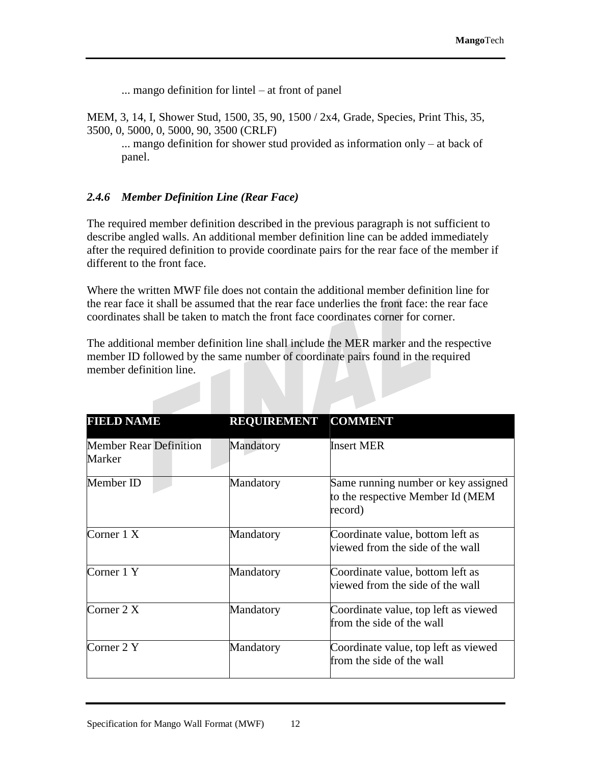... mango definition for lintel – at front of panel

MEM, 3, 14, I, Shower Stud, 1500, 35, 90, 1500 / 2x4, Grade, Species, Print This, 35, 3500, 0, 5000, 0, 5000, 90, 3500 (CRLF)

... mango definition for shower stud provided as information only – at back of panel.

### *2.4.6 Member Definition Line (Rear Face)*

The required member definition described in the previous paragraph is not sufficient to describe angled walls. An additional member definition line can be added immediately after the required definition to provide coordinate pairs for the rear face of the member if different to the front face.

Where the written MWF file does not contain the additional member definition line for the rear face it shall be assumed that the rear face underlies the front face: the rear face coordinates shall be taken to match the front face coordinates corner for corner.

The additional member definition line shall include the MER marker and the respective member ID followed by the same number of coordinate pairs found in the required member definition line.

| FIELD NAME | REQUIREMENT | COMMENT |
|---|---|---|
| Member Rear Definition Marker | Mandatory | Insert MER |
| Member ID | Mandatory | Same running number or key assigned to the respective Member Id (MEM record) |
| Corner 1 X | Mandatory | Coordinate value, bottom left as viewed from the side of the wall |
| Corner 1 Y | Mandatory | Coordinate value, bottom left as viewed from the side of the wall |
| Corner 2 X | Mandatory | Coordinate value, top left as viewed from the side of the wall |
| Corner 2 Y | Mandatory | Coordinate value, top left as viewed from the side of the wall |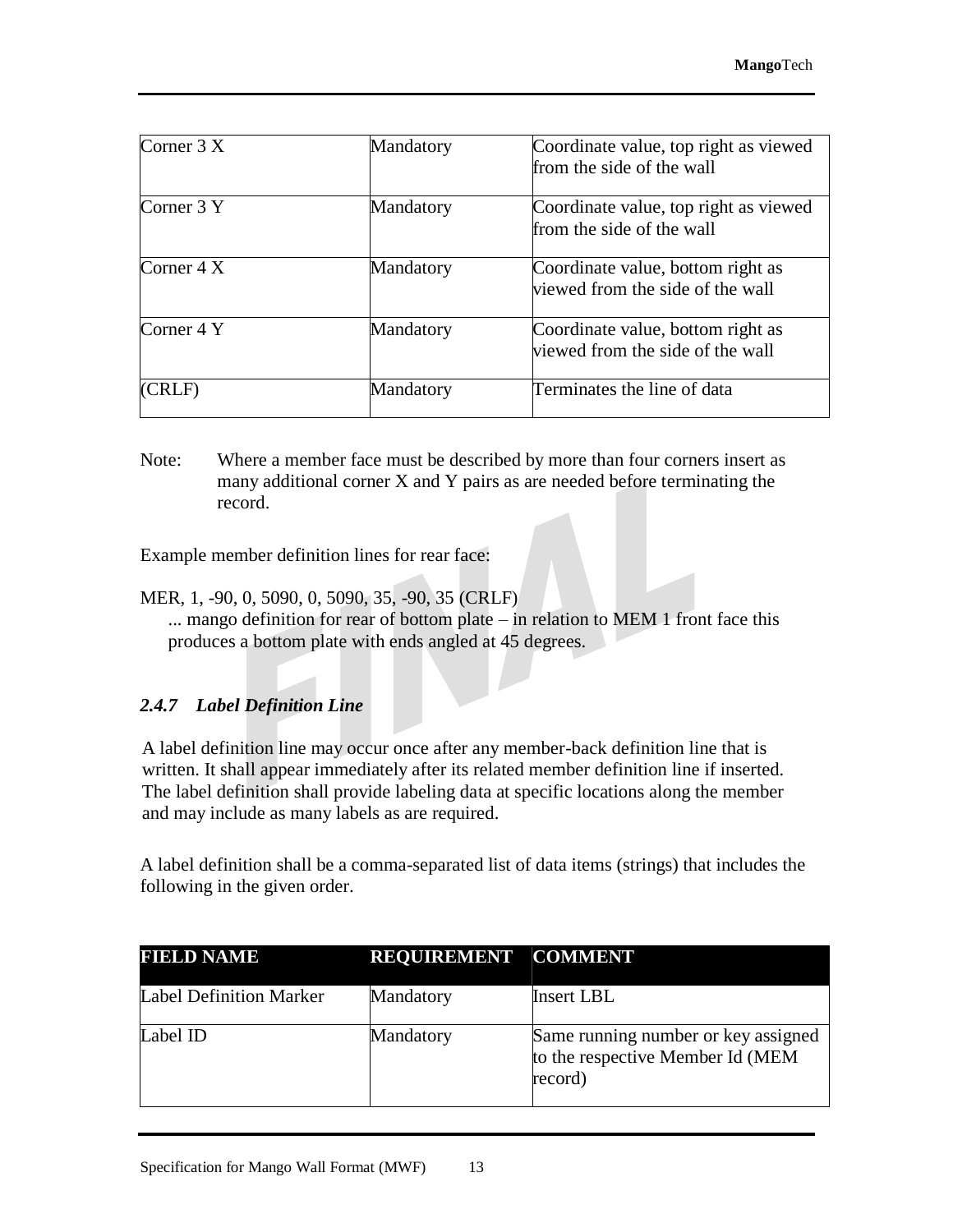| | | |
|---|---|---|
| Corner 3 X | Mandatory | Coordinate value, top right as viewed from the side of the wall |
| Corner 3 Y | Mandatory | Coordinate value, top right as viewed from the side of the wall |
| Corner 4 X | Mandatory | Coordinate value, bottom right as viewed from the side of the wall |
| Corner 4 Y | Mandatory | Coordinate value, bottom right as viewed from the side of the wall |
| (CRLF) | Mandatory | Terminates the line of data |

Note: Where a member face must be described by more than four corners insert as many additional corner X and Y pairs as are needed before terminating the record.

Example member definition lines for rear face:

MER, 1, -90, 0, 5090, 0, 5090, 35, -90, 35 (CRLF)
... mango definition for rear of bottom plate – in relation to MEM 1 front face this produces a bottom plate with ends angled at 45 degrees.

### *2.4.7 Label Definition Line*

A label definition line may occur once after any member-back definition line that is written. It shall appear immediately after its related member definition line if inserted. The label definition shall provide labeling data at specific locations along the member and may include as many labels as are required.

A label definition shall be a comma-separated list of data items (strings) that includes the following in the given order.

| FIELD NAME | REQUIREMENT | COMMENT |
|---|---|---|
| Label Definition Marker | Mandatory | Insert LBL |
| Label ID | Mandatory | Same running number or key assigned to the respective Member Id (MEM record) |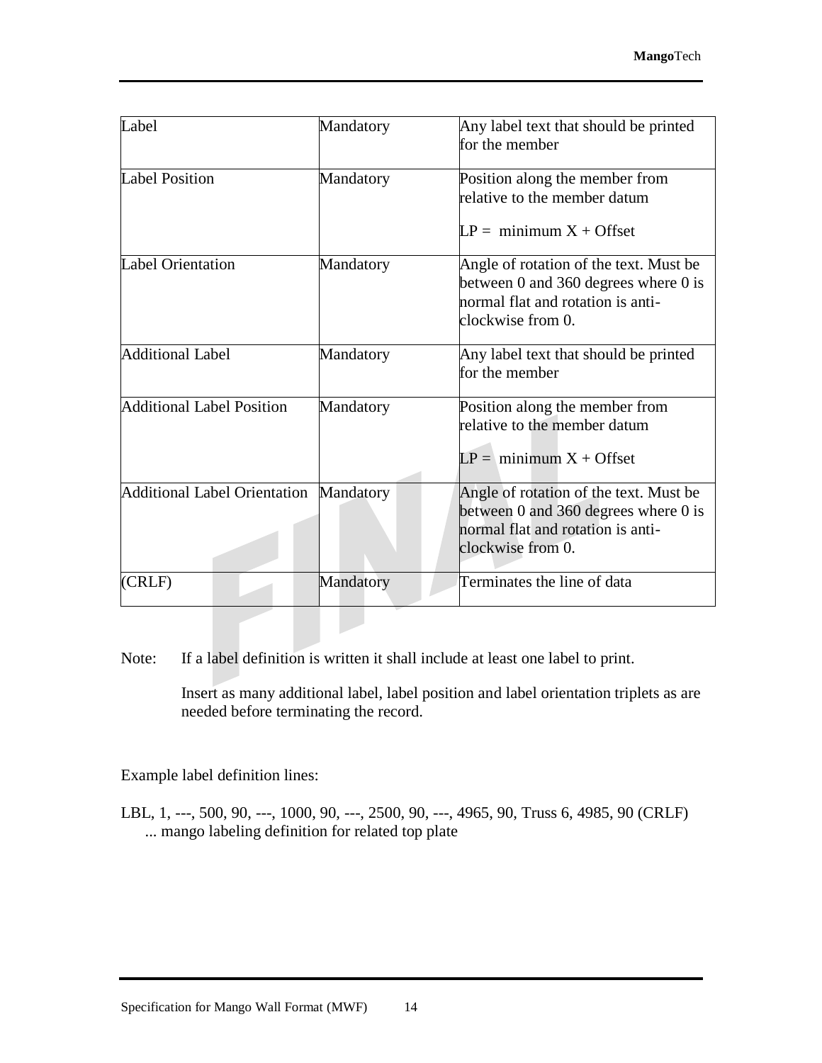| Label | Mandatory | Any label text that should be printed for the member |
|---|---|---|
| Label Position | Mandatory | Position along the member from relative to the member datum<br><br>LP = minimum X + Offset |
| Label Orientation | Mandatory | Angle of rotation of the text. Must be between 0 and 360 degrees where 0 is normal flat and rotation is anti-clockwise from 0. |
| Additional Label | Mandatory | Any label text that should be printed for the member |
| Additional Label Position | Mandatory | Position along the member from relative to the member datum<br><br>LP = minimum X + Offset |
| Additional Label Orientation | Mandatory | Angle of rotation of the text. Must be between 0 and 360 degrees where 0 is normal flat and rotation is anti-clockwise from 0. |
| (CRLF) | Mandatory | Terminates the line of data |

Note: If a label definition is written it shall include at least one label to print.

Insert as many additional label, label position and label orientation triplets as are needed before terminating the record.

Example label definition lines:

LBL, 1, ---, 500, 90, ---, 1000, 90, ---, 2500, 90, ---, 4965, 90, Truss 6, 4985, 90 (CRLF)
... mango labeling definition for related top plate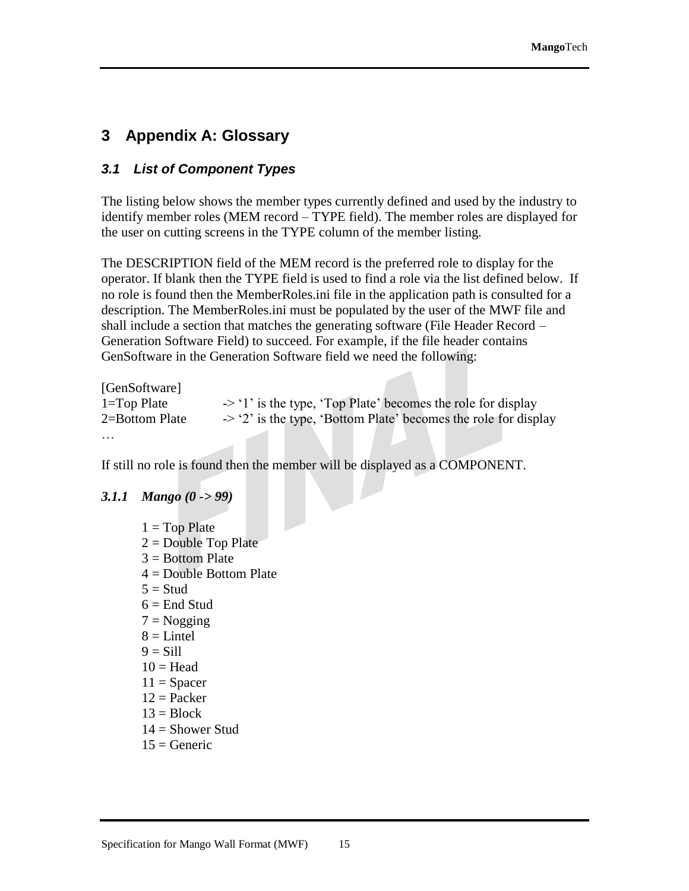# 3 Appendix A: Glossary

## 3.1 List of Component Types

The listing below shows the member types currently defined and used by the industry to identify member roles (MEM record – TYPE field). The member roles are displayed for the user on cutting screens in the TYPE column of the member listing.

The DESCRIPTION field of the MEM record is the preferred role to display for the operator. If blank then the TYPE field is used to find a role via the list defined below. If no role is found then the MemberRoles.ini file in the application path is consulted for a description. The MemberRoles.ini must be populated by the user of the MWF file and shall include a section that matches the generating software (File Header Record – Generation Software Field) to succeed. For example, if the file header contains GenSoftware in the Generation Software field we need the following:

```
[GenSoftware]
1=Top Plate         -> ‘1’ is the type, ‘Top Plate’ becomes the role for display
2=Bottom Plate      -> ‘2’ is the type, ‘Bottom Plate’ becomes the role for display
…
```

If still no role is found then the member will be displayed as a COMPONENT.

### *3.1.1 Mango (0 -> 99)*

1 = Top Plate
2 = Double Top Plate
3 = Bottom Plate
4 = Double Bottom Plate
5 = Stud
6 = End Stud
7 = Nogging
8 = Lintel
9 = Sill
10 = Head
11 = Spacer
12 = Packer
13 = Block
14 = Shower Stud
15 = Generic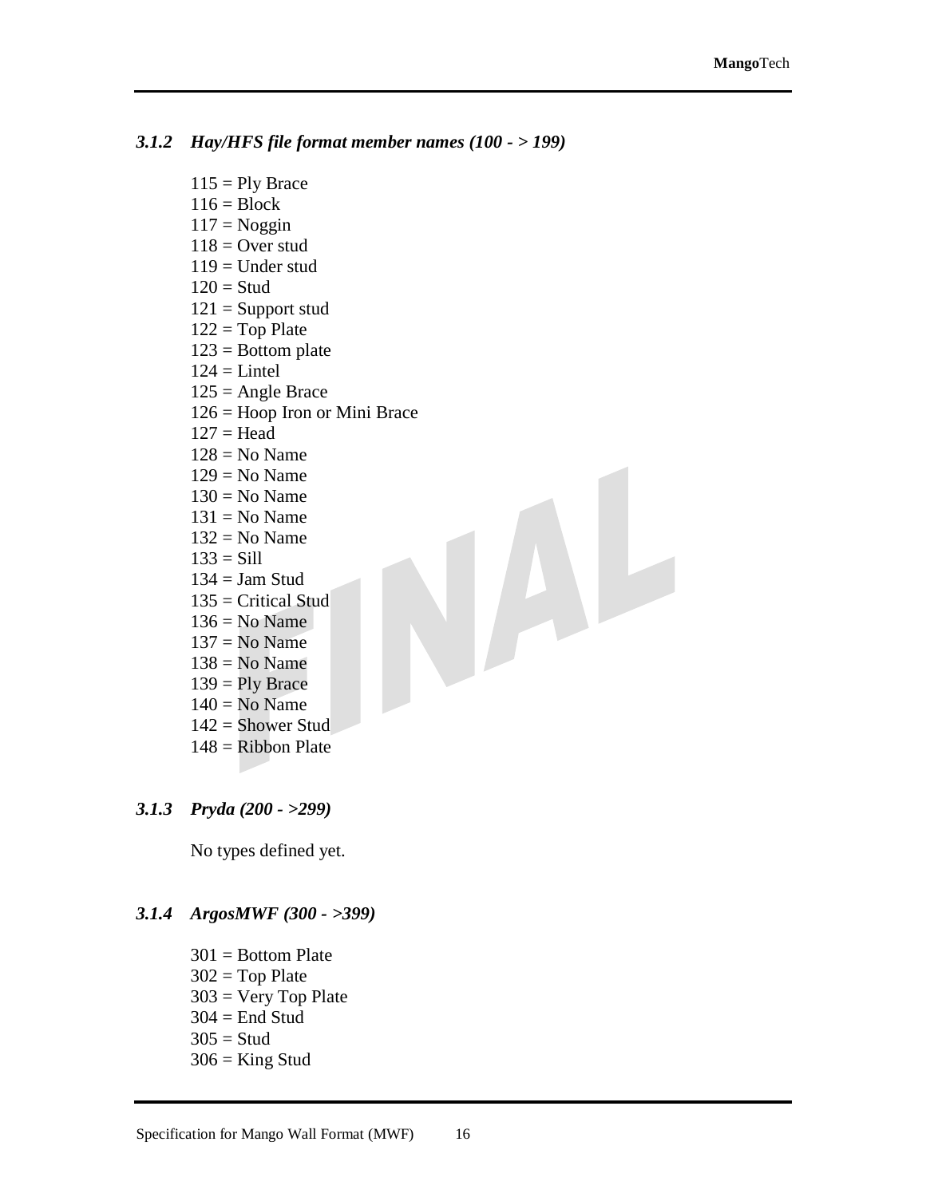### *3.1.2 Hay/HFS file format member names (100 - > 199)*

115 = Ply Brace
116 = Block
117 = Noggin
118 = Over stud
119 = Under stud
120 = Stud
121 = Support stud
122 = Top Plate
123 = Bottom plate
124 = Lintel
125 = Angle Brace
126 = Hoop Iron or Mini Brace
127 = Head
128 = No Name
129 = No Name
130 = No Name
131 = No Name
132 = No Name
133 = Sill
134 = Jam Stud
135 = Critical Stud
136 = No Name
137 = No Name
138 = No Name
139 = Ply Brace
140 = No Name
142 = Shower Stud
148 = Ribbon Plate

### *3.1.3 Pryda (200 - >299)*

No types defined yet.

### *3.1.4 ArgosMWF (300 - >399)*

301 = Bottom Plate
302 = Top Plate
303 = Very Top Plate
304 = End Stud
305 = Stud
306 = King Stud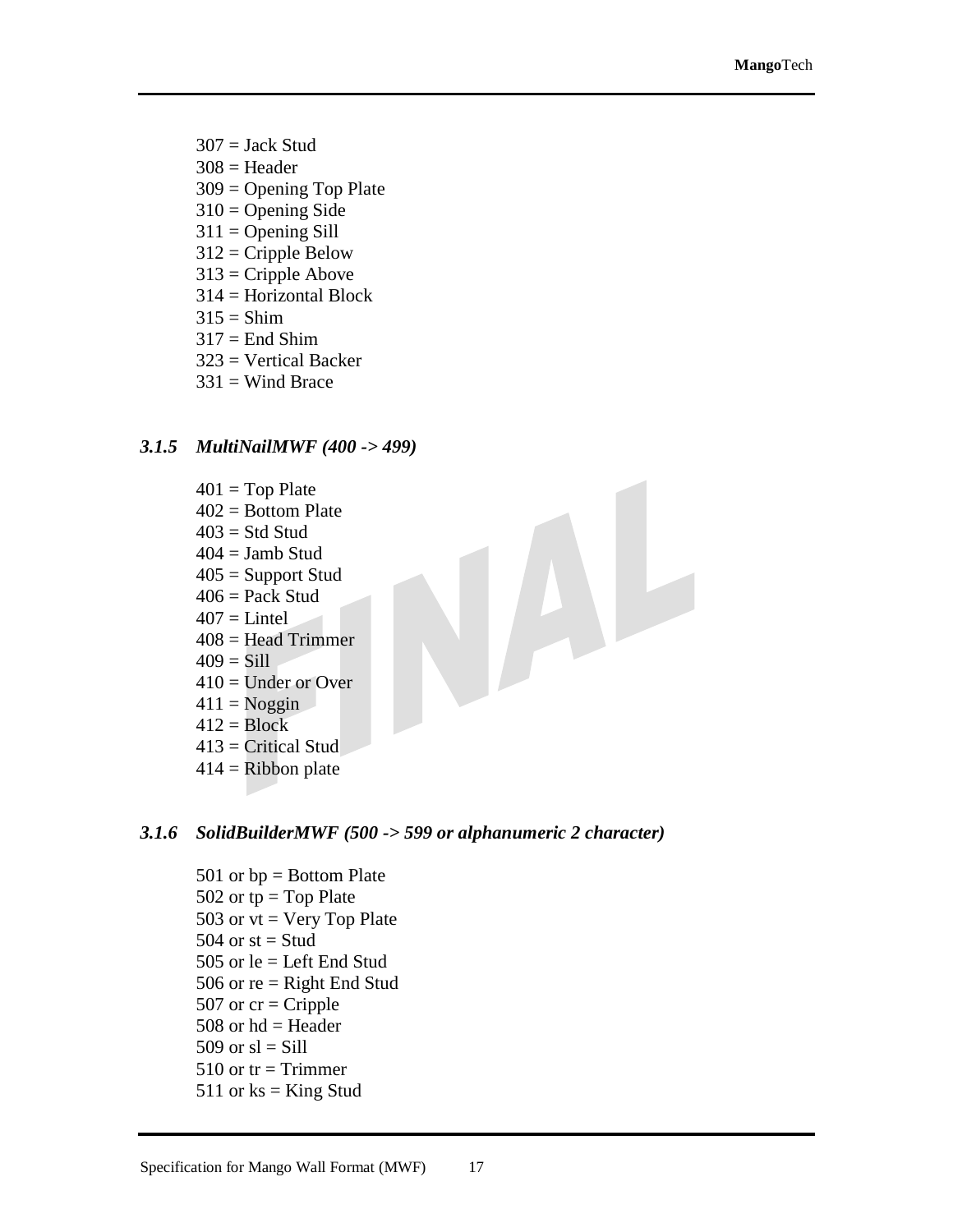307 = Jack Stud
308 = Header
309 = Opening Top Plate
310 = Opening Side
311 = Opening Sill
312 = Cripple Below
313 = Cripple Above
314 = Horizontal Block
315 = Shim
317 = End Shim
323 = Vertical Backer
331 = Wind Brace

### *3.1.5 MultiNailMWF (400 -> 499)*

401 = Top Plate
402 = Bottom Plate
403 = Std Stud
404 = Jamb Stud
405 = Support Stud
406 = Pack Stud
407 = Lintel
408 = Head Trimmer
409 = Sill
410 = Under or Over
411 = Noggin
412 = Block
413 = Critical Stud
414 = Ribbon plate

### *3.1.6 SolidBuilderMWF (500 -> 599 or alphanumeric 2 character)*

501 or bp = Bottom Plate
502 or tp = Top Plate
503 or vt = Very Top Plate
504 or st = Stud
505 or le = Left End Stud
506 or re = Right End Stud
507 or cr = Cripple
508 or hd = Header
509 or sl = Sill
510 or tr = Trimmer
511 or ks = King Stud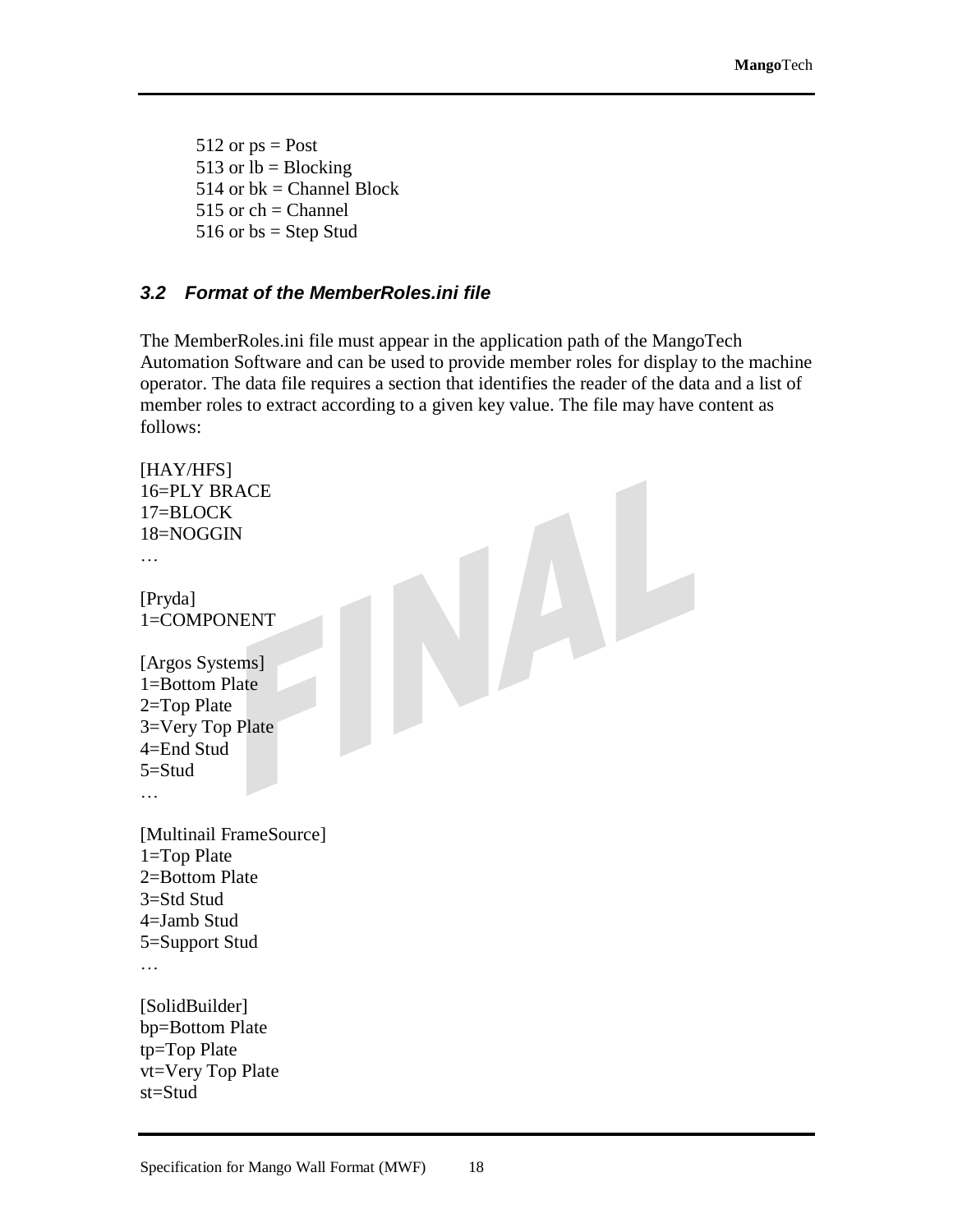512 or ps = Post
513 or lb = Blocking
514 or bk = Channel Block
515 or ch = Channel
516 or bs = Step Stud

### 3.2 Format of the MemberRoles.ini file

The MemberRoles.ini file must appear in the application path of the MangoTech Automation Software and can be used to provide member roles for display to the machine operator. The data file requires a section that identifies the reader of the data and a list of member roles to extract according to a given key value. The file may have content as follows:

```
[HAY/HFS]
16=PLY BRACE
17=BLOCK
18=NOGGIN
…

[Pryda]
1=COMPONENT

[Argos Systems]
1=Bottom Plate
2=Top Plate
3=Very Top Plate
4=End Stud
5=Stud
…

[Multinail FrameSource]
1=Top Plate
2=Bottom Plate
3=Std Stud
4=Jamb Stud
5=Support Stud
…

[SolidBuilder]
bp=Bottom Plate
tp=Top Plate
vt=Very Top Plate
st=Stud
```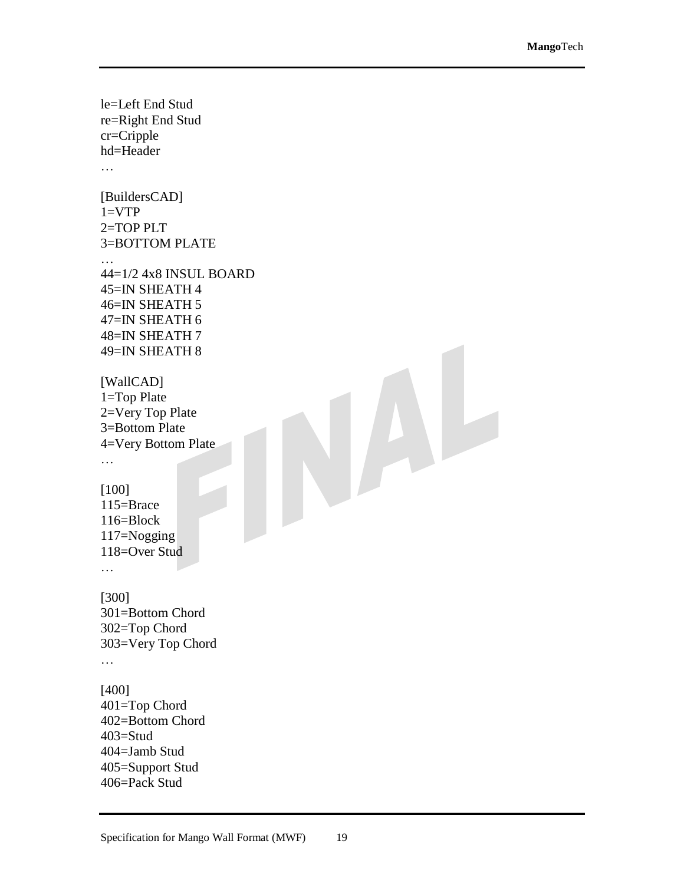le=Left End Stud
re=Right End Stud
cr=Cripple
hd=Header
…

[BuildersCAD]
1=VTP
2=TOP PLT
3=BOTTOM PLATE
…
44=1/2 4x8 INSUL BOARD
45=IN SHEATH 4
46=IN SHEATH 5
47=IN SHEATH 6
48=IN SHEATH 7
49=IN SHEATH 8

[WallCAD]
1=Top Plate
2=Very Top Plate
3=Bottom Plate
4=Very Bottom Plate
…

[100]
115=Brace
116=Block
117=Nogging
118=Over Stud
…

[300]
301=Bottom Chord
302=Top Chord
303=Very Top Chord
…

[400]
401=Top Chord
402=Bottom Chord
403=Stud
404=Jamb Stud
405=Support Stud
406=Pack Stud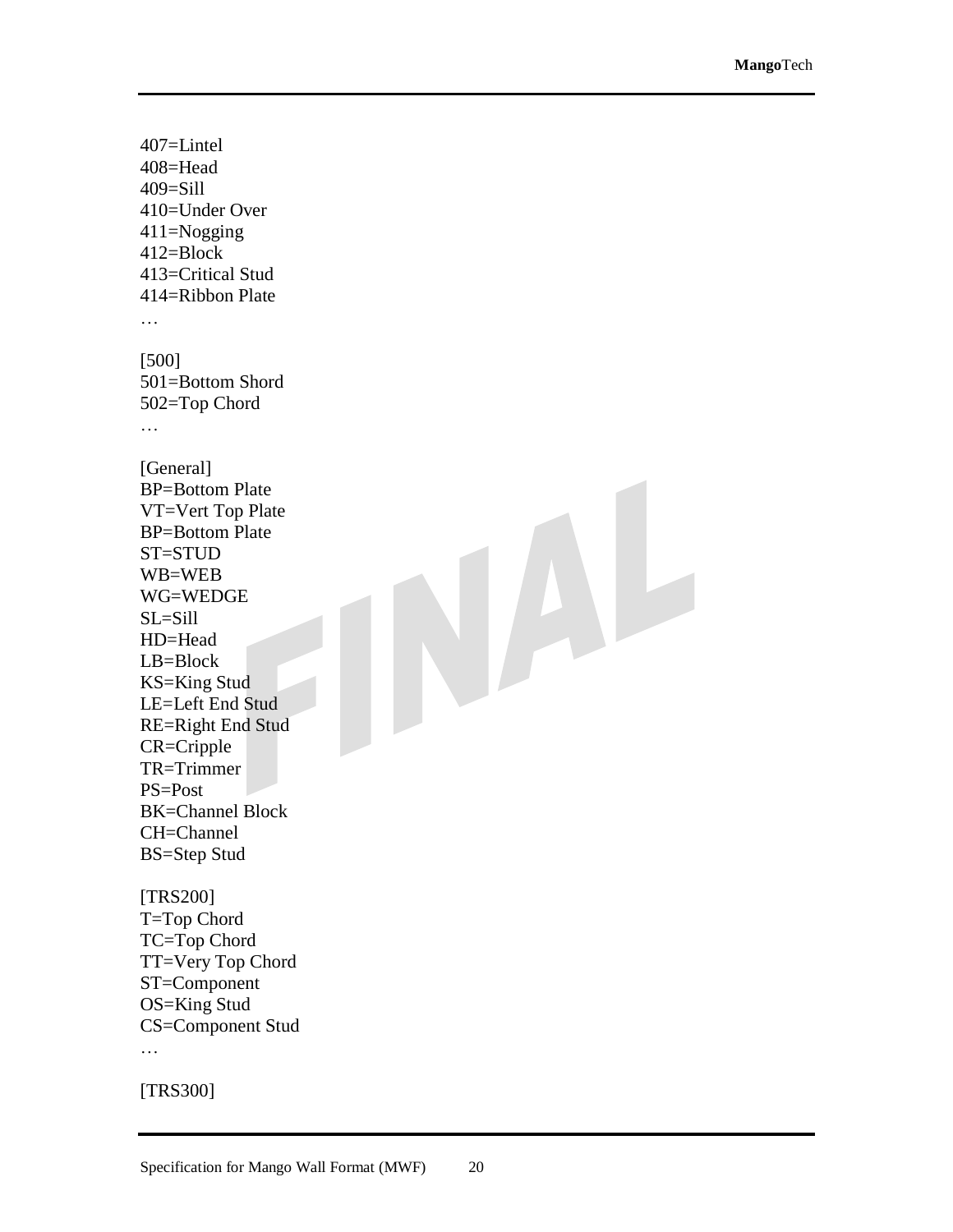407=Lintel
408=Head
409=Sill
410=Under Over
411=Nogging
412=Block
413=Critical Stud
414=Ribbon Plate
…

[500]
501=Bottom Shord
502=Top Chord
…

[General]
BP=Bottom Plate
VT=Vert Top Plate
BP=Bottom Plate
ST=STUD
WB=WEB
WG=WEDGE
SL=Sill
HD=Head
LB=Block
KS=King Stud
LE=Left End Stud
RE=Right End Stud
CR=Cripple
TR=Trimmer
PS=Post
BK=Channel Block
CH=Channel
BS=Step Stud

[TRS200]
T=Top Chord
TC=Top Chord
TT=Very Top Chord
ST=Component
OS=King Stud
CS=Component Stud
…

[TRS300]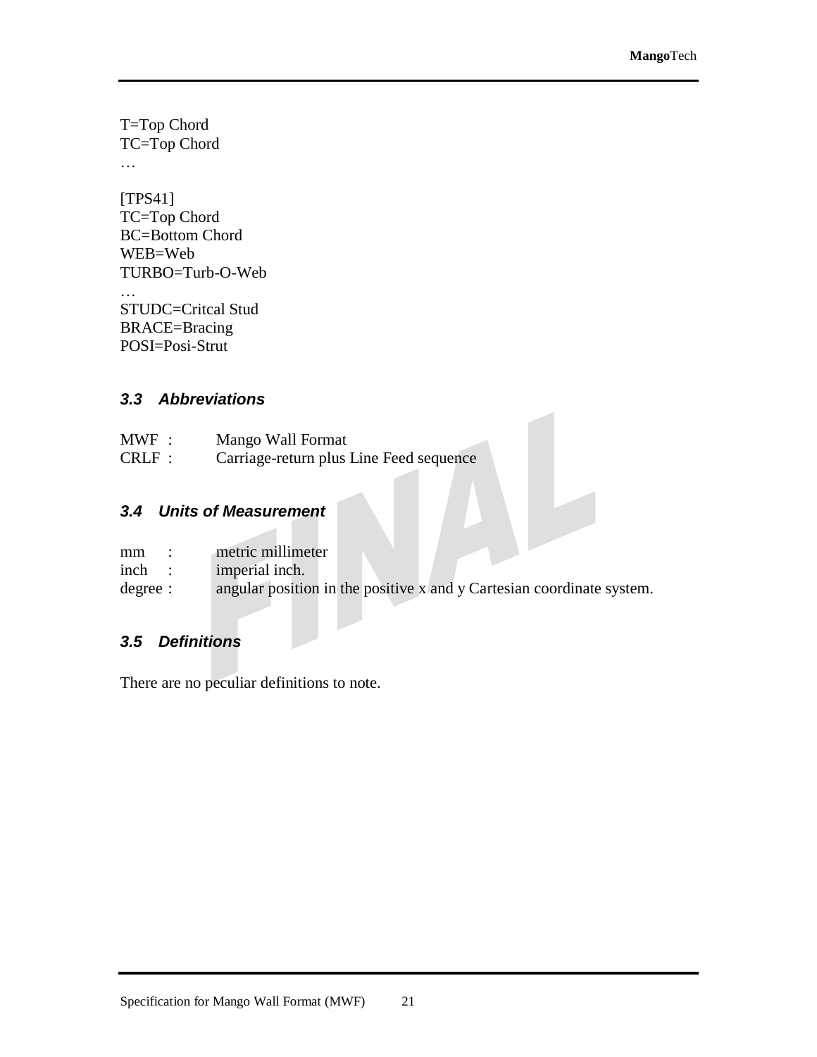T=Top Chord
TC=Top Chord
…

[TPS41]
TC=Top Chord
BC=Bottom Chord
WEB=Web
TURBO=Turb-O-Web
…
STUDC=Critcal Stud
BRACE=Bracing
POSI=Posi-Strut

### *3.3 Abbreviations*

MWF : Mango Wall Format
CRLF : Carriage-return plus Line Feed sequence

### *3.4 Units of Measurement*

mm : metric millimeter
inch : imperial inch.
degree : angular position in the positive x and y Cartesian coordinate system.

### *3.5 Definitions*

There are no peculiar definitions to note.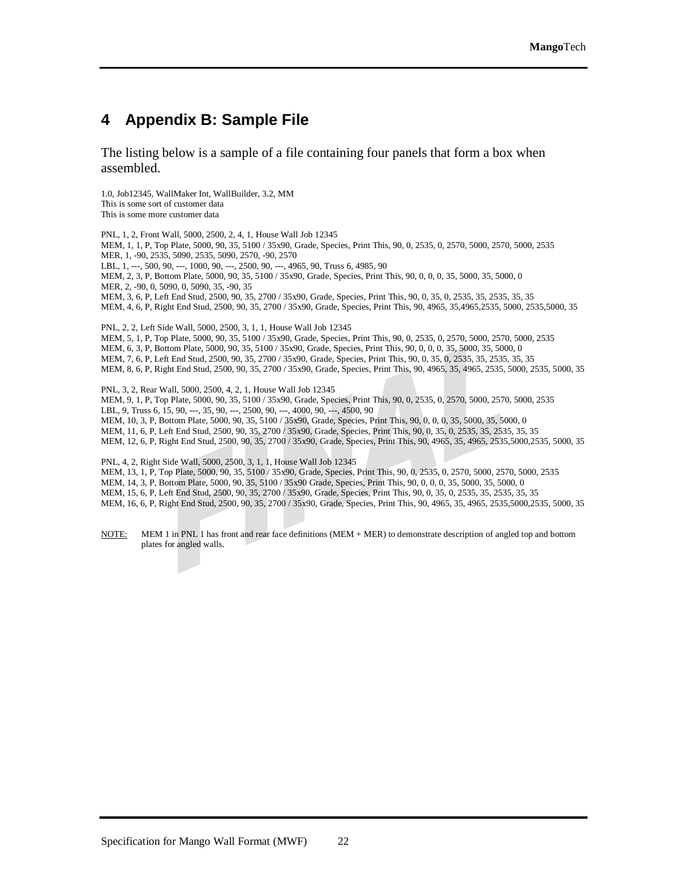# 4 Appendix B: Sample File

The listing below is a sample of a file containing four panels that form a box when assembled.

```
1.0, Job12345, WallMaker Int, WallBuilder, 3.2, MM
This is some sort of customer data
This is some more customer data

PNL, 1, 2, Front Wall, 5000, 2500, 2, 4, 1, House Wall Job 12345
MEM, 1, 1, P, Top Plate, 5000, 90, 35, 5100 / 35x90, Grade, Species, Print This, 90, 0, 2535, 0, 2570, 5000, 2570, 5000, 2535
MER, 1, -90, 2535, 5090, 2535, 5090, 2570, -90, 2570
LBL, 1, ---, 500, 90, ---, 1000, 90, ---, 2500, 90, ---, 4965, 90, Truss 6, 4985, 90
MEM, 2, 3, P, Bottom Plate, 5000, 90, 35, 5100 / 35x90, Grade, Species, Print This, 90, 0, 0, 0, 35, 5000, 35, 5000, 0
MER, 2, -90, 0, 5090, 0, 5090, 35, -90, 35
MEM, 3, 6, P, Left End Stud, 2500, 90, 35, 2700 / 35x90, Grade, Species, Print This, 90, 0, 35, 0, 2535, 35, 2535, 35, 35
MEM, 4, 6, P, Right End Stud, 2500, 90, 35, 2700 / 35x90, Grade, Species, Print This, 90, 4965, 35,4965,2535, 5000, 2535,5000, 35

PNL, 2, 2, Left Side Wall, 5000, 2500, 3, 1, 1, House Wall Job 12345
MEM, 5, 1, P, Top Plate, 5000, 90, 35, 5100 / 35x90, Grade, Species, Print This, 90, 0, 2535, 0, 2570, 5000, 2570, 5000, 2535
MEM, 6, 3, P, Bottom Plate, 5000, 90, 35, 5100 / 35x90, Grade, Species, Print This, 90, 0, 0, 0, 35, 5000, 35, 5000, 0
MEM, 7, 6, P, Left End Stud, 2500, 90, 35, 2700 / 35x90, Grade, Species, Print This, 90, 0, 35, 0, 2535, 35, 2535, 35, 35
MEM, 8, 6, P, Right End Stud, 2500, 90, 35, 2700 / 35x90, Grade, Species, Print This, 90, 4965, 35, 4965, 2535, 5000, 2535, 5000, 35

PNL, 3, 2, Rear Wall, 5000, 2500, 4, 2, 1, House Wall Job 12345
MEM, 9, 1, P, Top Plate, 5000, 90, 35, 5100 / 35x90, Grade, Species, Print This, 90, 0, 2535, 0, 2570, 5000, 2570, 5000, 2535
LBL, 9, Truss 6, 15, 90, ---, 35, 90, ---, 2500, 90, ---, 4000, 90, ---, 4500, 90
MEM, 10, 3, P, Bottom Plate, 5000, 90, 35, 5100 / 35x90, Grade, Species, Print This, 90, 0, 0, 0, 35, 5000, 35, 5000, 0
MEM, 11, 6, P, Left End Stud, 2500, 90, 35, 2700 / 35x90, Grade, Species, Print This, 90, 0, 35, 0, 2535, 35, 2535, 35, 35
MEM, 12, 6, P, Right End Stud, 2500, 90, 35, 2700 / 35x90, Grade, Species, Print This, 90, 4965, 35, 4965, 2535,5000,2535, 5000, 35

PNL, 4, 2, Right Side Wall, 5000, 2500, 3, 1, 1, House Wall Job 12345
MEM, 13, 1, P, Top Plate, 5000, 90, 35, 5100 / 35x90, Grade, Species, Print This, 90, 0, 2535, 0, 2570, 5000, 2570, 5000, 2535
MEM, 14, 3, P, Bottom Plate, 5000, 90, 35, 5100 / 35x90 Grade, Species, Print This, 90, 0, 0, 0, 35, 5000, 35, 5000, 0
MEM, 15, 6, P, Left End Stud, 2500, 90, 35, 2700 / 35x90, Grade, Species, Print This, 90, 0, 35, 0, 2535, 35, 2535, 35, 35
MEM, 16, 6, P, Right End Stud, 2500, 90, 35, 2700 / 35x90, Grade, Species, Print This, 90, 4965, 35, 4965, 2535,5000,2535, 5000, 35
```

NOTE: MEM 1 in PNL 1 has front and rear face definitions (MEM + MER) to demonstrate description of angled top and bottom plates for angled walls.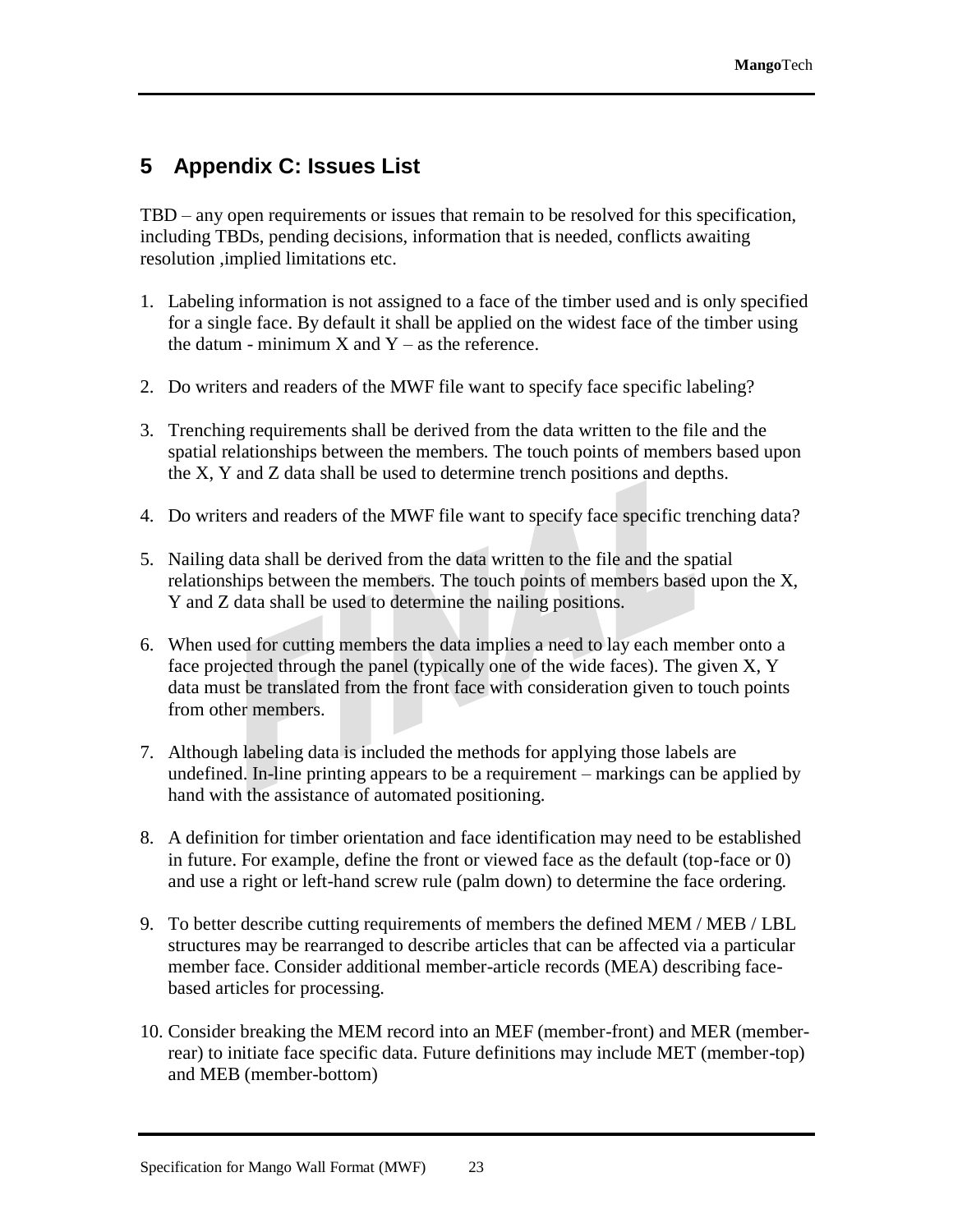# 5 Appendix C: Issues List

TBD – any open requirements or issues that remain to be resolved for this specification, including TBDs, pending decisions, information that is needed, conflicts awaiting resolution ,implied limitations etc.

1. Labeling information is not assigned to a face of the timber used and is only specified for a single face. By default it shall be applied on the widest face of the timber using the datum - minimum X and Y – as the reference.

2. Do writers and readers of the MWF file want to specify face specific labeling?

3. Trenching requirements shall be derived from the data written to the file and the spatial relationships between the members. The touch points of members based upon the X, Y and Z data shall be used to determine trench positions and depths.

4. Do writers and readers of the MWF file want to specify face specific trenching data?

5. Nailing data shall be derived from the data written to the file and the spatial relationships between the members. The touch points of members based upon the X, Y and Z data shall be used to determine the nailing positions.

6. When used for cutting members the data implies a need to lay each member onto a face projected through the panel (typically one of the wide faces). The given X, Y data must be translated from the front face with consideration given to touch points from other members.

7. Although labeling data is included the methods for applying those labels are undefined. In-line printing appears to be a requirement – markings can be applied by hand with the assistance of automated positioning.

8. A definition for timber orientation and face identification may need to be established in future. For example, define the front or viewed face as the default (top-face or 0) and use a right or left-hand screw rule (palm down) to determine the face ordering.

9. To better describe cutting requirements of members the defined MEM / MEB / LBL structures may be rearranged to describe articles that can be affected via a particular member face. Consider additional member-article records (MEA) describing face-based articles for processing.

10. Consider breaking the MEM record into an MEF (member-front) and MER (member-rear) to initiate face specific data. Future definitions may include MET (member-top) and MEB (member-bottom)